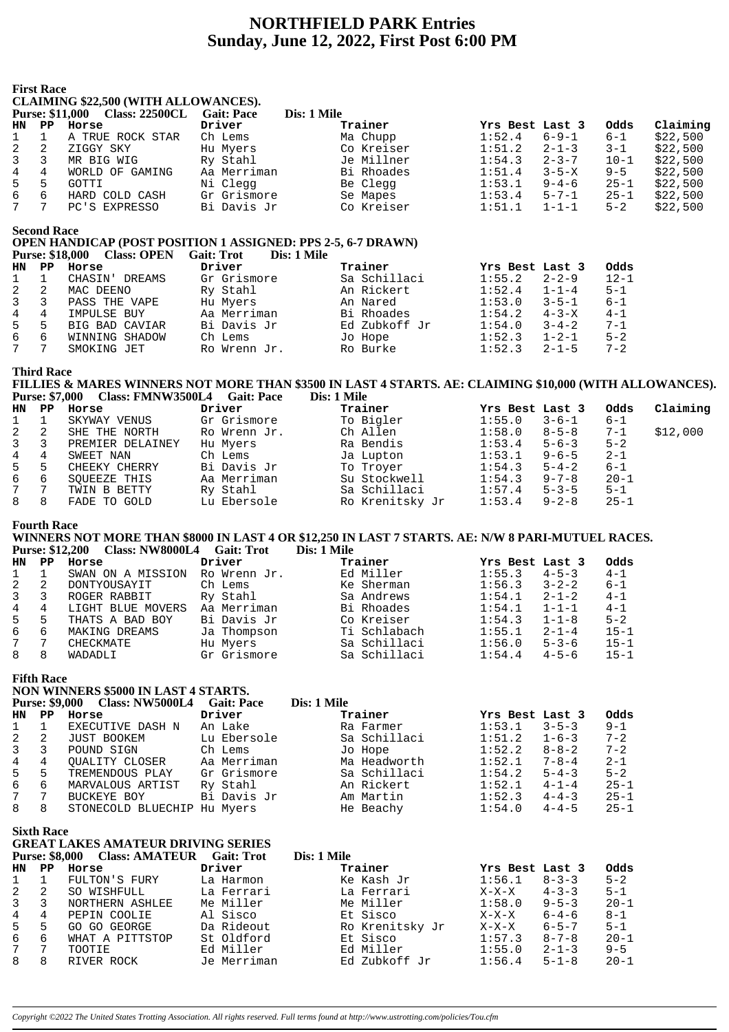# NORTHFIELD PARK Entries
# Sunday, June 12, 2022, First Post 6:00 PM

### First Race

**CLAIMING $22,500 (WITH ALLOWANCES).**

**Purse: $11,000 Class: 22500CL Gait: Pace Dis: 1 Mile**

| HN | PP | Horse | Driver | Trainer | Yrs Best | Last 3 | Odds | Claiming |
|---|---|---|---|---|---|---|---|---|
| 1 | 1 | A TRUE ROCK STAR | Ch Lems | Ma Chupp | 1:52.4 | 6-9-1 | 6-1 | $22,500 |
| 2 | 2 | ZIGGY SKY | Hu Myers | Co Kreiser | 1:51.2 | 2-1-3 | 3-1 | $22,500 |
| 3 | 3 | MR BIG WIG | Ry Stahl | Je Millner | 1:54.3 | 2-3-7 | 10-1 | $22,500 |
| 4 | 4 | WORLD OF GAMING | Aa Merriman | Bi Rhoades | 1:51.4 | 3-5-X | 9-5 | $22,500 |
| 5 | 5 | GOTTI | Ni Clegg | Be Clegg | 1:53.1 | 9-4-6 | 25-1 | $22,500 |
| 6 | 6 | HARD COLD CASH | Gr Grismore | Se Mapes | 1:53.4 | 5-7-1 | 25-1 | $22,500 |
| 7 | 7 | PC'S EXPRESSO | Bi Davis Jr | Co Kreiser | 1:51.1 | 1-1-1 | 5-2 | $22,500 |

### Second Race

**OPEN HANDICAP (POST POSITION 1 ASSIGNED: PPS 2-5, 6-7 DRAWN)**

**Purse: $18,000 Class: OPEN Gait: Trot Dis: 1 Mile**

| HN | PP | Horse | Driver | Trainer | Yrs Best | Last 3 | Odds |
|---|---|---|---|---|---|---|---|
| 1 | 1 | CHASIN' DREAMS | Gr Grismore | Sa Schillaci | 1:55.2 | 2-2-9 | 12-1 |
| 2 | 2 | MAC DEENO | Ry Stahl | An Rickert | 1:52.4 | 1-1-4 | 5-1 |
| 3 | 3 | PASS THE VAPE | Hu Myers | An Nared | 1:53.0 | 3-5-1 | 6-1 |
| 4 | 4 | IMPULSE BUY | Aa Merriman | Bi Rhoades | 1:54.2 | 4-3-X | 4-1 |
| 5 | 5 | BIG BAD CAVIAR | Bi Davis Jr | Ed Zubkoff Jr | 1:54.0 | 3-4-2 | 7-1 |
| 6 | 6 | WINNING SHADOW | Ch Lems | Jo Hope | 1:52.3 | 1-2-1 | 5-2 |
| 7 | 7 | SMOKING JET | Ro Wrenn Jr. | Ro Burke | 1:52.3 | 2-1-5 | 7-2 |

### Third Race

**FILLIES & MARES WINNERS NOT MORE THAN $3500 IN LAST 4 STARTS. AE: CLAIMING $10,000 (WITH ALLOWANCES).**

**Purse: $7,000 Class: FMNW3500L4 Gait: Pace Dis: 1 Mile**

| HN | PP | Horse | Driver | Trainer | Yrs Best | Last 3 | Odds | Claiming |
|---|---|---|---|---|---|---|---|---|
| 1 | 1 | SKYWAY VENUS | Gr Grismore | To Bigler | 1:55.0 | 3-6-1 | 6-1 | |
| 2 | 2 | SHE THE NORTH | Ro Wrenn Jr. | Ch Allen | 1:58.0 | 8-5-8 | 7-1 | $12,000 |
| 3 | 3 | PREMIER DELAINEY | Hu Myers | Ra Bendis | 1:53.4 | 5-6-3 | 5-2 | |
| 4 | 4 | SWEET NAN | Ch Lems | Ja Lupton | 1:53.1 | 9-6-5 | 2-1 | |
| 5 | 5 | CHEEKY CHERRY | Bi Davis Jr | To Troyer | 1:54.3 | 5-4-2 | 6-1 | |
| 6 | 6 | SQUEEZE THIS | Aa Merriman | Su Stockwell | 1:54.3 | 9-7-8 | 20-1 | |
| 7 | 7 | TWIN B BETTY | Ry Stahl | Sa Schillaci | 1:57.4 | 5-3-5 | 5-1 | |
| 8 | 8 | FADE TO GOLD | Lu Ebersole | Ro Krenitsky Jr | 1:53.4 | 9-2-8 | 25-1 | |

### Fourth Race

**WINNERS NOT MORE THAN $8000 IN LAST 4 OR $12,250 IN LAST 7 STARTS. AE: N/W 8 PARI-MUTUEL RACES.**

**Purse: $12,200 Class: NW8000L4 Gait: Trot Dis: 1 Mile**

| HN | PP | Horse | Driver | Trainer | Yrs Best | Last 3 | Odds |
|---|---|---|---|---|---|---|---|
| 1 | 1 | SWAN ON A MISSION | Ro Wrenn Jr. | Ed Miller | 1:55.3 | 4-5-3 | 4-1 |
| 2 | 2 | DONTYOUSAYIT | Ch Lems | Ke Sherman | 1:56.3 | 3-2-2 | 6-1 |
| 3 | 3 | ROGER RABBIT | Ry Stahl | Sa Andrews | 1:54.1 | 2-1-2 | 4-1 |
| 4 | 4 | LIGHT BLUE MOVERS | Aa Merriman | Bi Rhoades | 1:54.1 | 1-1-1 | 4-1 |
| 5 | 5 | THATS A BAD BOY | Bi Davis Jr | Co Kreiser | 1:54.3 | 1-1-8 | 5-2 |
| 6 | 6 | MAKING DREAMS | Ja Thompson | Ti Schlabach | 1:55.1 | 2-1-4 | 15-1 |
| 7 | 7 | CHECKMATE | Hu Myers | Sa Schillaci | 1:56.0 | 5-3-6 | 15-1 |
| 8 | 8 | WADADLI | Gr Grismore | Sa Schillaci | 1:54.4 | 4-5-6 | 15-1 |

### Fifth Race

**NON WINNERS $5000 IN LAST 4 STARTS.**

**Purse: $9,000 Class: NW5000L4 Gait: Pace Dis: 1 Mile**

| HN | PP | Horse | Driver | Trainer | Yrs Best | Last 3 | Odds |
|---|---|---|---|---|---|---|---|
| 1 | 1 | EXECUTIVE DASH N | An Lake | Ra Farmer | 1:53.1 | 3-5-3 | 9-1 |
| 2 | 2 | JUST BOOKEM | Lu Ebersole | Sa Schillaci | 1:51.2 | 1-6-3 | 7-2 |
| 3 | 3 | POUND SIGN | Ch Lems | Jo Hope | 1:52.2 | 8-8-2 | 7-2 |
| 4 | 4 | QUALITY CLOSER | Aa Merriman | Ma Headworth | 1:52.1 | 7-8-4 | 2-1 |
| 5 | 5 | TREMENDOUS PLAY | Gr Grismore | Sa Schillaci | 1:54.2 | 5-4-3 | 5-2 |
| 6 | 6 | MARVALOUS ARTIST | Ry Stahl | An Rickert | 1:52.1 | 4-1-4 | 25-1 |
| 7 | 7 | BUCKEYE BOY | Bi Davis Jr | Am Martin | 1:52.3 | 4-4-3 | 25-1 |
| 8 | 8 | STONECOLD BLUECHIP | Hu Myers | He Beachy | 1:54.0 | 4-4-5 | 25-1 |

### Sixth Race

**GREAT LAKES AMATEUR DRIVING SERIES**

**Purse: $8,000 Class: AMATEUR Gait: Trot Dis: 1 Mile**

| HN | PP | Horse | Driver | Trainer | Yrs Best | Last 3 | Odds |
|---|---|---|---|---|---|---|---|
| 1 | 1 | FULTON'S FURY | La Harmon | Ke Kash Jr | 1:56.1 | 8-3-3 | 5-2 |
| 2 | 2 | SO WISHFULL | La Ferrari | La Ferrari | X-X-X | 4-3-3 | 5-1 |
| 3 | 3 | NORTHERN ASHLEE | Me Miller | Me Miller | 1:58.0 | 9-5-3 | 20-1 |
| 4 | 4 | PEPIN COOLIE | Al Sisco | Et Sisco | X-X-X | 6-4-6 | 8-1 |
| 5 | 5 | GO GO GEORGE | Da Rideout | Ro Krenitsky Jr | X-X-X | 6-5-7 | 5-1 |
| 6 | 6 | WHAT A PITTSTOP | St Oldford | Et Sisco | 1:57.3 | 8-7-8 | 20-1 |
| 7 | 7 | TOOTIE | Ed Miller | Ed Miller | 1:55.0 | 2-1-3 | 9-5 |
| 8 | 8 | RIVER ROCK | Je Merriman | Ed Zubkoff Jr | 1:56.4 | 5-1-8 | 20-1 |

*Copyright ©2022 The United States Trotting Association. All rights reserved. Full terms found at http://www.ustrotting.com/policies/Tou.cfm*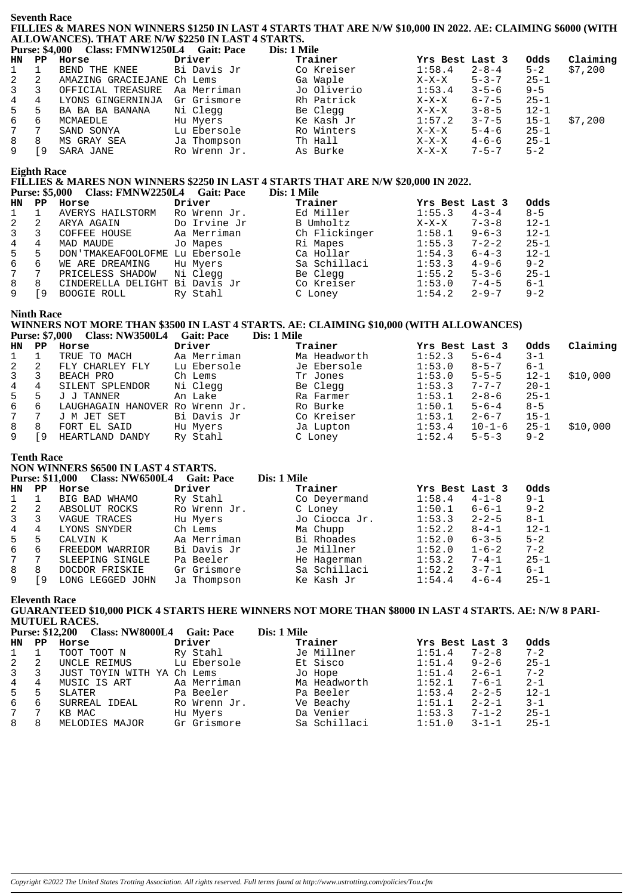## Seventh Race

**FILLIES & MARES NON WINNERS $1250 IN LAST 4 STARTS THAT ARE N/W $10,000 IN 2022. AE: CLAIMING $6000 (WITH ALLOWANCES). THAT ARE N/W $2250 IN LAST 4 STARTS.**

**Purse: $4,000 Class: FMNW1250L4 Gait: Pace Dis: 1 Mile**

| HN | PP | Horse | Driver | Trainer | Yrs Best | Last 3 | Odds | Claiming |
|---|---|---|---|---|---|---|---|---|
| 1 | 1 | BEND THE KNEE | Bi Davis Jr | Co Kreiser | 1:58.4 | 2-8-4 | 5-2 | $7,200 |
| 2 | 2 | AMAZING GRACIEJANE | Ch Lems | Ga Waple | X-X-X | 5-3-7 | 25-1 | |
| 3 | 3 | OFFICIAL TREASURE | Aa Merriman | Jo Oliverio | 1:53.4 | 3-5-6 | 9-5 | |
| 4 | 4 | LYONS GINGERNINJA | Gr Grismore | Rh Patrick | X-X-X | 6-7-5 | 25-1 | |
| 5 | 5 | BA BA BA BANANA | Ni Clegg | Be Clegg | X-X-X | 3-8-5 | 12-1 | |
| 6 | 6 | MCMAEDLE | Hu Myers | Ke Kash Jr | 1:57.2 | 3-7-5 | 15-1 | $7,200 |
| 7 | 7 | SAND SONYA | Lu Ebersole | Ro Winters | X-X-X | 5-4-6 | 25-1 | |
| 8 | 8 | MS GRAY SEA | Ja Thompson | Th Hall | X-X-X | 4-6-6 | 25-1 | |
| 9 | [9 | SARA JANE | Ro Wrenn Jr. | As Burke | X-X-X | 7-5-7 | 5-2 | |

## Eighth Race

**FILLIES & MARES NON WINNERS $2250 IN LAST 4 STARTS THAT ARE N/W $20,000 IN 2022.**

**Purse: $5,000 Class: FMNW2250L4 Gait: Pace Dis: 1 Mile**

| HN | PP | Horse | Driver | Trainer | Yrs Best | Last 3 | Odds |
|---|---|---|---|---|---|---|---|
| 1 | 1 | AVERYS HAILSTORM | Ro Wrenn Jr. | Ed Miller | 1:55.3 | 4-3-4 | 8-5 |
| 2 | 2 | ARYA AGAIN | Do Irvine Jr | B Umholtz | X-X-X | 7-3-8 | 12-1 |
| 3 | 3 | COFFEE HOUSE | Aa Merriman | Ch Flickinger | 1:58.1 | 9-6-3 | 12-1 |
| 4 | 4 | MAD MAUDE | Jo Mapes | Ri Mapes | 1:55.3 | 7-2-2 | 25-1 |
| 5 | 5 | DON'TMAKEAFOOLOFME | Lu Ebersole | Ca Hollar | 1:54.3 | 6-4-3 | 12-1 |
| 6 | 6 | WE ARE DREAMING | Hu Myers | Sa Schillaci | 1:53.3 | 4-9-6 | 9-2 |
| 7 | 7 | PRICELESS SHADOW | Ni Clegg | Be Clegg | 1:55.2 | 5-3-6 | 25-1 |
| 8 | 8 | CINDERELLA DELIGHT | Bi Davis Jr | Co Kreiser | 1:53.0 | 7-4-5 | 6-1 |
| 9 | [9 | BOOGIE ROLL | Ry Stahl | C Loney | 1:54.2 | 2-9-7 | 9-2 |

## Ninth Race

**WINNERS NOT MORE THAN $3500 IN LAST 4 STARTS. AE: CLAIMING $10,000 (WITH ALLOWANCES)**

**Purse: $7,000 Class: NW3500L4 Gait: Pace Dis: 1 Mile**

| HN | PP | Horse | Driver | Trainer | Yrs Best | Last 3 | Odds | Claiming |
|---|---|---|---|---|---|---|---|---|
| 1 | 1 | TRUE TO MACH | Aa Merriman | Ma Headworth | 1:52.3 | 5-6-4 | 3-1 | |
| 2 | 2 | FLY CHARLEY FLY | Lu Ebersole | Je Ebersole | 1:53.0 | 8-5-7 | 6-1 | |
| 3 | 3 | BEACH PRO | Ch Lems | Tr Jones | 1:53.0 | 5-5-5 | 12-1 | $10,000 |
| 4 | 4 | SILENT SPLENDOR | Ni Clegg | Be Clegg | 1:53.3 | 7-7-7 | 20-1 | |
| 5 | 5 | J J TANNER | An Lake | Ra Farmer | 1:53.1 | 2-8-6 | 25-1 | |
| 6 | 6 | LAUGHAGAIN HANOVER | Ro Wrenn Jr. | Ro Burke | 1:50.1 | 5-6-4 | 8-5 | |
| 7 | 7 | J M JET SET | Bi Davis Jr | Co Kreiser | 1:53.1 | 2-6-7 | 15-1 | |
| 8 | 8 | FORT EL SAID | Hu Myers | Ja Lupton | 1:53.4 | 10-1-6 | 25-1 | $10,000 |
| 9 | [9 | HEARTLAND DANDY | Ry Stahl | C Loney | 1:52.4 | 5-5-3 | 9-2 | |

## Tenth Race

**NON WINNERS $6500 IN LAST 4 STARTS.**

**Purse: $11,000 Class: NW6500L4 Gait: Pace Dis: 1 Mile**

| HN | PP | Horse | Driver | Trainer | Yrs Best | Last 3 | Odds |
|---|---|---|---|---|---|---|---|
| 1 | 1 | BIG BAD WHAMO | Ry Stahl | Co Deyermand | 1:58.4 | 4-1-8 | 9-1 |
| 2 | 2 | ABSOLUT ROCKS | Ro Wrenn Jr. | C Loney | 1:50.1 | 6-6-1 | 9-2 |
| 3 | 3 | VAGUE TRACES | Hu Myers | Jo Ciocca Jr. | 1:53.3 | 2-2-5 | 8-1 |
| 4 | 4 | LYONS SNYDER | Ch Lems | Ma Chupp | 1:52.2 | 8-4-1 | 12-1 |
| 5 | 5 | CALVIN K | Aa Merriman | Bi Rhoades | 1:52.0 | 6-3-5 | 5-2 |
| 6 | 6 | FREEDOM WARRIOR | Bi Davis Jr | Je Millner | 1:52.0 | 1-6-2 | 7-2 |
| 7 | 7 | SLEEPING SINGLE | Pa Beeler | He Hagerman | 1:53.2 | 7-4-1 | 25-1 |
| 8 | 8 | DOCDOR FRISKIE | Gr Grismore | Sa Schillaci | 1:52.2 | 3-7-1 | 6-1 |
| 9 | [9 | LONG LEGGED JOHN | Ja Thompson | Ke Kash Jr | 1:54.4 | 4-6-4 | 25-1 |

## Eleventh Race

**GUARANTEED $10,000 PICK 4 STARTS HERE WINNERS NOT MORE THAN $8000 IN LAST 4 STARTS. AE: N/W 8 PARI-MUTUEL RACES.**

**Purse: $12,200 Class: NW8000L4 Gait: Pace Dis: 1 Mile**

| HN | PP | Horse | Driver | Trainer | Yrs Best | Last 3 | Odds |
|---|---|---|---|---|---|---|---|
| 1 | 1 | TOOT TOOT N | Ry Stahl | Je Millner | 1:51.4 | 7-2-8 | 7-2 |
| 2 | 2 | UNCLE REIMUS | Lu Ebersole | Et Sisco | 1:51.4 | 9-2-6 | 25-1 |
| 3 | 3 | JUST TOYIN WITH YA | Ch Lems | Jo Hope | 1:51.4 | 2-6-1 | 7-2 |
| 4 | 4 | MUSIC IS ART | Aa Merriman | Ma Headworth | 1:52.1 | 7-6-1 | 2-1 |
| 5 | 5 | SLATER | Pa Beeler | Pa Beeler | 1:53.4 | 2-2-5 | 12-1 |
| 6 | 6 | SURREAL IDEAL | Ro Wrenn Jr. | Ve Beachy | 1:51.1 | 2-2-1 | 3-1 |
| 7 | 7 | KB MAC | Hu Myers | Da Venier | 1:53.3 | 7-1-2 | 25-1 |
| 8 | 8 | MELODIES MAJOR | Gr Grismore | Sa Schillaci | 1:51.0 | 3-1-1 | 25-1 |

*Copyright ©2022 The United States Trotting Association. All rights reserved. Full terms found at http://www.ustrotting.com/policies/Tou.cfm*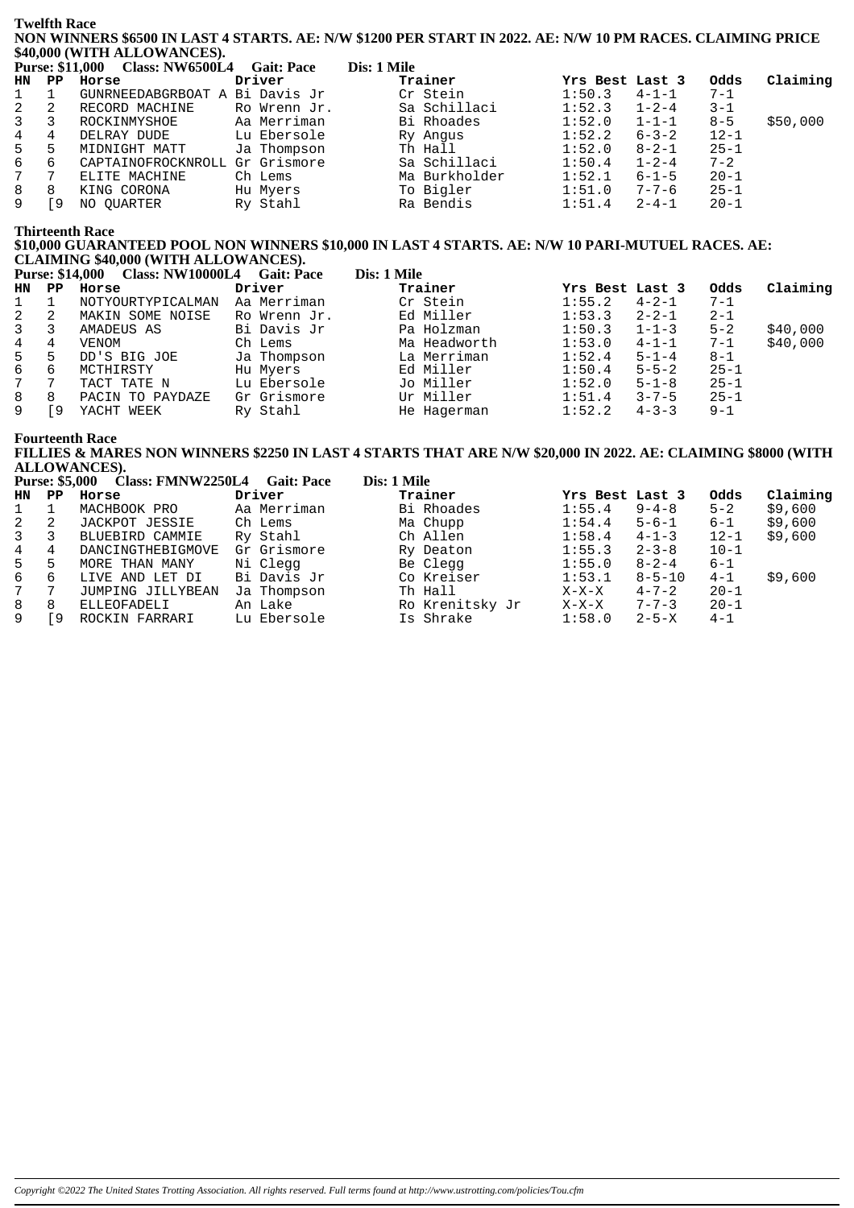## Twelfth Race

**NON WINNERS \$6500 IN LAST 4 STARTS. AE: N/W \$1200 PER START IN 2022. AE: N/W 10 PM RACES. CLAIMING PRICE \$40,000 (WITH ALLOWANCES).**

**Purse: \$11,000 Class: NW6500L4 Gait: Pace Dis: 1 Mile**

| HN | PP | Horse | Driver | Trainer | Yrs Best | Last 3 | Odds | Claiming |
|---|---|---|---|---|---|---|---|---|
| 1 | 1 | GUNRNEEDABGRBOAT A | Bi Davis Jr | Cr Stein | 1:50.3 | 4-1-1 | 7-1 | |
| 2 | 2 | RECORD MACHINE | Ro Wrenn Jr. | Sa Schillaci | 1:52.3 | 1-2-4 | 3-1 | |
| 3 | 3 | ROCKINMYSHOE | Aa Merriman | Bi Rhoades | 1:52.0 | 1-1-1 | 8-5 | \$50,000 |
| 4 | 4 | DELRAY DUDE | Lu Ebersole | Ry Angus | 1:52.2 | 6-3-2 | 12-1 | |
| 5 | 5 | MIDNIGHT MATT | Ja Thompson | Th Hall | 1:52.0 | 8-2-1 | 25-1 | |
| 6 | 6 | CAPTAINOFROCKNROLL | Gr Grismore | Sa Schillaci | 1:50.4 | 1-2-4 | 7-2 | |
| 7 | 7 | ELITE MACHINE | Ch Lems | Ma Burkholder | 1:52.1 | 6-1-5 | 20-1 | |
| 8 | 8 | KING CORONA | Hu Myers | To Bigler | 1:51.0 | 7-7-6 | 25-1 | |
| 9 | [9 | NO QUARTER | Ry Stahl | Ra Bendis | 1:51.4 | 2-4-1 | 20-1 | |

## Thirteenth Race

**\$10,000 GUARANTEED POOL NON WINNERS \$10,000 IN LAST 4 STARTS. AE: N/W 10 PARI-MUTUEL RACES. AE: CLAIMING \$40,000 (WITH ALLOWANCES).**

**Purse: \$14,000 Class: NW10000L4 Gait: Pace Dis: 1 Mile**

| HN | PP | Horse | Driver | Trainer | Yrs Best | Last 3 | Odds | Claiming |
|---|---|---|---|---|---|---|---|---|
| 1 | 1 | NOTYOURTYPICALMAN | Aa Merriman | Cr Stein | 1:55.2 | 4-2-1 | 7-1 | |
| 2 | 2 | MAKIN SOME NOISE | Ro Wrenn Jr. | Ed Miller | 1:53.3 | 2-2-1 | 2-1 | |
| 3 | 3 | AMADEUS AS | Bi Davis Jr | Pa Holzman | 1:50.3 | 1-1-3 | 5-2 | \$40,000 |
| 4 | 4 | VENOM | Ch Lems | Ma Headworth | 1:53.0 | 4-1-1 | 7-1 | \$40,000 |
| 5 | 5 | DD'S BIG JOE | Ja Thompson | La Merriman | 1:52.4 | 5-1-4 | 8-1 | |
| 6 | 6 | MCTHIRSTY | Hu Myers | Ed Miller | 1:50.4 | 5-5-2 | 25-1 | |
| 7 | 7 | TACT TATE N | Lu Ebersole | Jo Miller | 1:52.0 | 5-1-8 | 25-1 | |
| 8 | 8 | PACIN TO PAYDAZE | Gr Grismore | Ur Miller | 1:51.4 | 3-7-5 | 25-1 | |
| 9 | [9 | YACHT WEEK | Ry Stahl | He Hagerman | 1:52.2 | 4-3-3 | 9-1 | |

## Fourteenth Race

**FILLIES & MARES NON WINNERS \$2250 IN LAST 4 STARTS THAT ARE N/W \$20,000 IN 2022. AE: CLAIMING \$8000 (WITH ALLOWANCES).**

**Purse: \$5,000 Class: FMNW2250L4 Gait: Pace Dis: 1 Mile**

| HN | PP | Horse | Driver | Trainer | Yrs Best | Last 3 | Odds | Claiming |
|---|---|---|---|---|---|---|---|---|
| 1 | 1 | MACHBOOK PRO | Aa Merriman | Bi Rhoades | 1:55.4 | 9-4-8 | 5-2 | \$9,600 |
| 2 | 2 | JACKPOT JESSIE | Ch Lems | Ma Chupp | 1:54.4 | 5-6-1 | 6-1 | \$9,600 |
| 3 | 3 | BLUEBIRD CAMMIE | Ry Stahl | Ch Allen | 1:58.4 | 4-1-3 | 12-1 | \$9,600 |
| 4 | 4 | DANCINGTHEBIGMOVE | Gr Grismore | Ry Deaton | 1:55.3 | 2-3-8 | 10-1 | |
| 5 | 5 | MORE THAN MANY | Ni Clegg | Be Clegg | 1:55.0 | 8-2-4 | 6-1 | |
| 6 | 6 | LIVE AND LET DI | Bi Davis Jr | Co Kreiser | 1:53.1 | 8-5-10 | 4-1 | \$9,600 |
| 7 | 7 | JUMPING JILLYBEAN | Ja Thompson | Th Hall | X-X-X | 4-7-2 | 20-1 | |
| 8 | 8 | ELLEOFADELI | An Lake | Ro Krenitsky Jr | X-X-X | 7-7-3 | 20-1 | |
| 9 | [9 | ROCKIN FARRARI | Lu Ebersole | Is Shrake | 1:58.0 | 2-5-X | 4-1 | |

*Copyright ©2022 The United States Trotting Association. All rights reserved. Full terms found at http://www.ustrotting.com/policies/Tou.cfm*